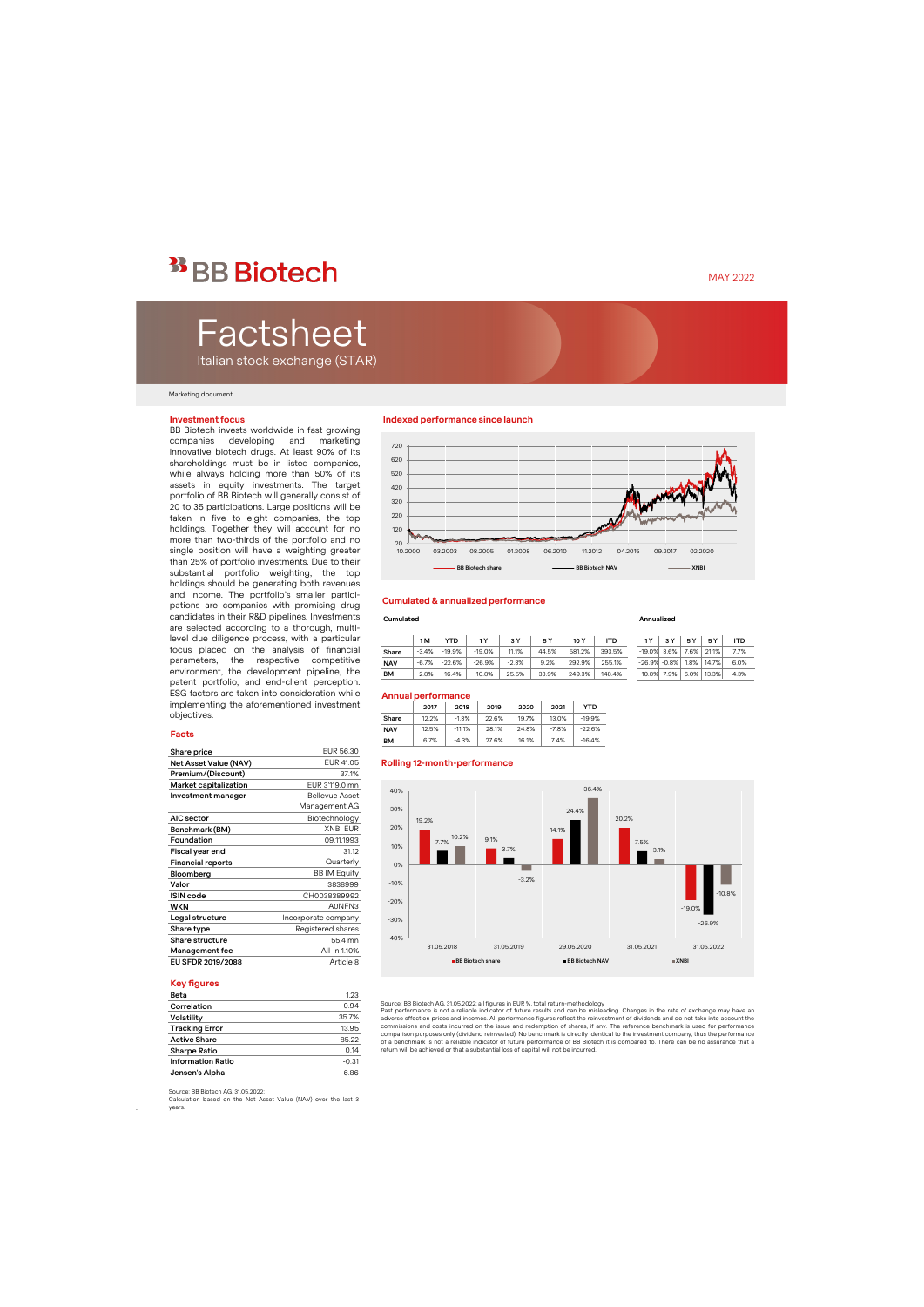# BB Biotech

MAY 2022

# Factsheet

Italian stock exchange (STAR)

Marketing document

## Investment focus

BB Biotech invests worldwide in fast growing companies developing and marketing innovative biotech drugs. At least 90% of its shareholdings must be in listed companies, while always holding more than 50% of its assets in equity investments. The target portfolio of BB Biotech will generally consist of 20 to 35 participations. Large positions will be taken in five to eight companies, the top holdings. Together they will account for no more than two-thirds of the portfolio and no single position will have a weighting greater than 25% of portfolio investments. Due to their substantial portfolio weighting, the top holdings should be generating both revenues and income. The portfolio's smaller participations are companies with promising drug candidates in their R&D pipelines. Investments are selected according to a thorough, multi-level due diligence process, with a particular focus placed on the analysis of financial parameters, the respective competitive environment, the development pipeline, the patent portfolio, and end-client perception. ESG factors are taken into consideration while implementing the aforementioned investment objectives.

## Facts

| | |
|---|---|
| Share price | EUR 56.30 |
| Net Asset Value (NAV) | EUR 41.05 |
| Premium/(Discount) | 37.1% |
| Market capitalization | EUR 3'119.0 mn |
| Investment manager | Bellevue Asset Management AG |
| AIC sector | Biotechnology |
| Benchmark (BM) | XNBI EUR |
| Foundation | 09.11.1993 |
| Fiscal year end | 31.12 |
| Financial reports | Quarterly |
| Bloomberg | BB IM Equity |
| Valor | 3838999 |
| ISIN code | CH0038389992 |
| WKN | A0NFN3 |
| Legal structure | Incorporate company |
| Share type | Registered shares |
| Share structure | 55.4 mn |
| Management fee | All-in 1.10% |
| EU SFDR 2019/2088 | Article 8 |

## Key figures

| | |
|---|---|
| Beta | 1.23 |
| Correlation | 0.94 |
| Volatility | 35.7% |
| Tracking Error | 13.95 |
| Active Share | 85.22 |
| Sharpe Ratio | 0.14 |
| Information Ratio | -0.31 |
| Jensen's Alpha | -6.86 |

Source: BB Biotech AG, 31.05.2022;
Calculation based on the Net Asset Value (NAV) over the last 3 years.

## Indexed performance since launch

Legend: BB Biotech share, BB Biotech NAV, XNBI

## Cumulated & annualized performance

**Cumulated**

| | 1 M | YTD | 1 Y | 3 Y | 5 Y | 10 Y | ITD |
|---|---|---|---|---|---|---|---|
| Share | -3.4% | -19.9% | -19.0% | 11.1% | 44.5% | 581.2% | 393.5% |
| NAV | -6.7% | -22.6% | -26.9% | -2.3% | 9.2% | 292.9% | 255.1% |
| BM | -2.8% | -16.4% | -10.8% | 25.5% | 33.9% | 249.3% | 148.4% |

**Annualized**

| | 1 Y | 3 Y | 5 Y | 5 Y | ITD |
|---|---|---|---|---|---|
| Share | -19.0% | 3.6% | 7.6% | 21.1% | 7.7% |
| NAV | -26.9% | -0.8% | 1.8% | 14.7% | 6.0% |
| BM | -10.8% | 7.9% | 6.0% | 13.3% | 4.3% |

## Annual performance

| | 2017 | 2018 | 2019 | 2020 | 2021 | YTD |
|---|---|---|---|---|---|---|
| Share | 12.2% | -1.3% | 22.6% | 19.7% | 13.0% | -19.9% |
| NAV | 12.5% | -11.1% | 28.1% | 24.8% | -7.8% | -22.6% |
| BM | 6.7% | -4.3% | 27.6% | 16.1% | 7.4% | -16.4% |

## Rolling 12-month-performance

| | 31.05.2018 | 31.05.2019 | 29.05.2020 | 31.05.2021 | 31.05.2022 |
|---|---|---|---|---|---|
| BB Biotech share | 19.2% | 9.1% | 14.1% | 20.2% | -19.0% |
| BB Biotech NAV | 7.7% | 3.7% | 24.4% | 7.5% | -26.9% |
| XNBI | 10.2% | -3.2% | 36.4% | 3.1% | -10.8% |

Source: BB Biotech AG, 31.05.2022, all figures in EUR %, total return-methodology
Past performance is not a reliable indicator of future results and can be misleading. Changes in the rate of exchange may have an adverse effect on prices and incomes. All performance figures reflect the reinvestment of dividends and do not take into account the commissions and costs incurred on the issue and redemption of shares, if any. The reference benchmark is used for performance comparison purposes only (dividend reinvested). No benchmark is directly identical to the investment company, thus the performance of a benchmark is not a reliable indicator of future performance of BB Biotech it is compared to. There can be no assurance that a return will be achieved or that a substantial loss of capital will not be incurred.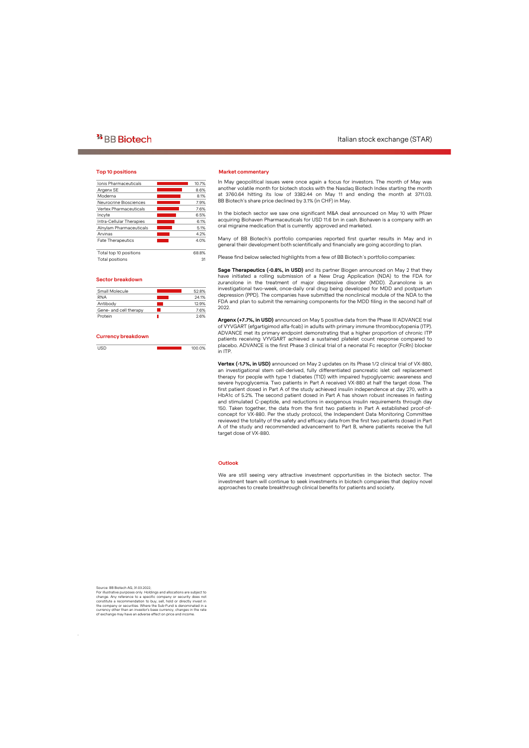# BB Biotech

Italian stock exchange (STAR)

## Top 10 positions

| Position | Weight |
|---|---|
| Ionis Pharmaceuticals | 10.7% |
| Argenx SE | 8.6% |
| Moderna | 8.1% |
| Neurocrine Biosciences | 7.9% |
| Vertex Pharmaceuticals | 7.6% |
| Incyte | 6.5% |
| Intra-Cellular Therapies | 6.1% |
| Alnylam Pharmaceuticals | 5.1% |
| Arvinas | 4.2% |
| Fate Therapeutics | 4.0% |
| Total top 10 positions | 68.8% |
| Total positions | 31 |

## Sector breakdown

| Sector | Weight |
|---|---|
| Small Molecule | 52.8% |
| RNA | 24.1% |
| Antibody | 12.9% |
| Gene- and cell therapy | 7.6% |
| Protein | 2.6% |

## Currency breakdown

| Currency | Weight |
|---|---|
| USD | 100.0% |

## Market commentary

In May geopolitical issues were once again a focus for investors. The month of May was another volatile month for biotech stocks with the Nasdaq Biotech Index starting the month at 3760.64 hitting its low of 3382.44 on May 11 and ending the month at 3711.03. BB Biotech's share price declined by 3.1% (in CHF) in May.

In the biotech sector we saw one significant M&A deal announced on May 10 with Pfizer acquiring Biohaven Pharmaceuticals for USD 11.6 bn in cash. Biohaven is a company with an oral migraine medication that is currently approved and marketed.

Many of BB Biotech's portfolio companies reported first quarter results in May and in general their development both scientifically and financially are going according to plan.

Please find below selected highlights from a few of BB Biotech´s portfolio companies:

**Sage Therapeutics (-0.8%, in USD)** and its partner Biogen announced on May 2 that they have initiated a rolling submission of a New Drug Application (NDA) to the FDA for zuranolone in the treatment of major depressive disorder (MDD). Zuranolone is an investigational two-week, once-daily oral drug being developed for MDD and postpartum depression (PPD). The companies have submitted the nonclinical module of the NDA to the FDA and plan to submit the remaining components for the MDD filing in the second half of 2022.

**Argenx (+7.7%, in USD)** announced on May 5 positive data from the Phase III ADVANCE trial of VYVGART (efgartigimod alfa-fcab) in adults with primary immune thrombocytopenia (ITP). ADVANCE met its primary endpoint demonstrating that a higher proportion of chronic ITP patients receiving VYVGART achieved a sustained platelet count response compared to placebo. ADVANCE is the first Phase 3 clinical trial of a neonatal Fc receptor (FcRn) blocker in ITP.

**Vertex (-1.7%, in USD)** announced on May 2 updates on its Phase 1/2 clinical trial of VX-880, an investigational stem cell-derived, fully differentiated pancreatic islet cell replacement therapy for people with type 1 diabetes (T1D) with impaired hypoglycemic awareness and severe hypoglycemia. Two patients in Part A received VX-880 at half the target dose. The first patient dosed in Part A of the study achieved insulin independence at day 270, with a HbA1c of 5.2%. The second patient dosed in Part A has shown robust increases in fasting and stimulated C-peptide, and reductions in exogenous insulin requirements through day 150. Taken together, the data from the first two patients in Part A established proof-of-concept for VX-880. Per the study protocol, the Independent Data Monitoring Committee reviewed the totality of the safety and efficacy data from the first two patients dosed in Part A of the study and recommended advancement to Part B, where patients receive the full target dose of VX-880.

## Outlook

We are still seeing very attractive investment opportunities in the biotech sector. The investment team will continue to seek investments in biotech companies that deploy novel approaches to create breakthrough clinical benefits for patients and society.

Source: BB Biotech AG, 31.03.2022;
For illustrative purposes only. Holdings and allocations are subject to change. Any reference to a specific company or security does not constitute a recommendation to buy, sell, hold or directly invest in the company or securities. Where the Sub-Fund is denominated in a currency other than an investor's base currency, changes in the rate of exchange may have an adverse effect on price and income.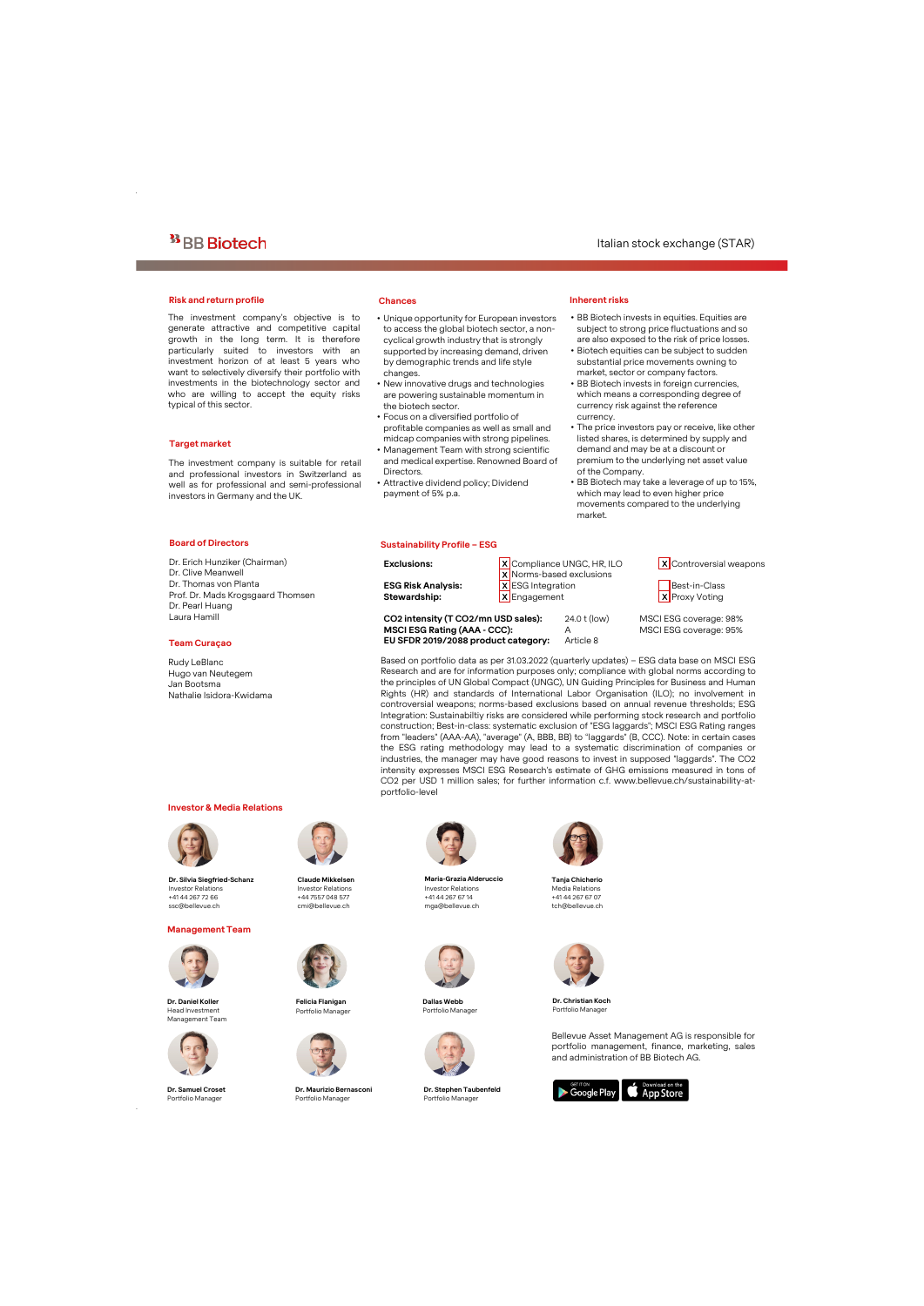# BB Biotech

Italian stock exchange (STAR)

## Risk and return profile

The investment company's objective is to generate attractive and competitive capital growth in the long term. It is therefore particularly suited to investors with an investment horizon of at least 5 years who want to selectively diversify their portfolio with investments in the biotechnology sector and who are willing to accept the equity risks typical of this sector.

## Target market

The investment company is suitable for retail and professional investors in Switzerland as well as for professional and semi-professional investors in Germany and the UK.

## Chances

- Unique opportunity for European investors to access the global biotech sector, a non-cyclical growth industry that is strongly supported by increasing demand, driven by demographic trends and life style changes.
- New innovative drugs and technologies are powering sustainable momentum in the biotech sector.
- Focus on a diversified portfolio of profitable companies as well as small and midcap companies with strong pipelines.
- Management Team with strong scientific and medical expertise. Renowned Board of Directors.
- Attractive dividend policy; Dividend payment of 5% p.a.

## Inherent risks

- BB Biotech invests in equities. Equities are subject to strong price fluctuations and so are also exposed to the risk of price losses.
- Biotech equities can be subject to sudden substantial price movements owning to market, sector or company factors.
- BB Biotech invests in foreign currencies, which means a corresponding degree of currency risk against the reference currency.
- The price investors pay or receive, like other listed shares, is determined by supply and demand and may be at a discount or premium to the underlying net asset value of the Company.
- BB Biotech may take a leverage of up to 15%, which may lead to even higher price movements compared to the underlying market.

## Board of Directors

Dr. Erich Hunziker (Chairman)
Dr. Clive Meanwell
Dr. Thomas von Planta
Prof. Dr. Mads Krogsgaard Thomsen
Dr. Pearl Huang
Laura Hamill

## Team Curaçao

Rudy LeBlanc
Hugo van Neutegem
Jan Bootsma
Nathalie Isidora-Kwidama

## Sustainability Profile – ESG

| | | |
|---|---|---|
| **Exclusions:** | X Compliance UNGC, HR, ILO | X Controversial weapons |
| | X Norms-based exclusions | |
| **ESG Risk Analysis:** | X ESG Integration | Best-in-Class |
| **Stewardship:** | X Engagement | X Proxy Voting |

| | | |
|---|---|---|
| **CO2 intensity (T CO2/mn USD sales):** | 24.0 t (low) | MSCI ESG coverage: 98% |
| **MSCI ESG Rating (AAA - CCC):** | A | MSCI ESG coverage: 95% |
| **EU SFDR 2019/2088 product category:** | Article 8 | |

Based on portfolio data as per 31.03.2022 (quarterly updates) – ESG data base on MSCI ESG Research and are for information purposes only; compliance with global norms according to the principles of UN Global Compact (UNGC), UN Guiding Principles for Business and Human Rights (HR) and standards of International Labor Organisation (ILO); no involvement in controversial weapons; norms-based exclusions based on annual revenue thresholds; ESG Integration: Sustainabiltiy risks are considered while performing stock research and portfolio construction; Best-in-class: systematic exclusion of "ESG laggards"; MSCI ESG Rating ranges from "leaders" (AAA-AA), "average" (A, BBB, BB) to "laggards" (B, CCC). Note: in certain cases the ESG rating methodology may lead to a systematic discrimination of companies or industries, the manager may have good reasons to invest in supposed "laggards". The CO2 intensity expresses MSCI ESG Research's estimate of GHG emissions measured in tons of CO2 per USD 1 million sales; for further information c.f. www.bellevue.ch/sustainability-at-portfolio-level

## Investor & Media Relations

**Dr. Silvia Siegfried-Schanz**
Investor Relations
+41 44 267 72 66
ssc@bellevue.ch

**Claude Mikkelsen**
Investor Relations
+44 7557 048 577
cmi@bellevue.ch

**Maria-Grazia Alderuccio**
Investor Relations
+41 44 267 67 14
mga@bellevue.ch

**Tanja Chicherio**
Media Relations
+41 44 267 67 07
tch@bellevue.ch

## Management Team

**Dr. Daniel Koller**
Head Investment Management Team

**Felicia Flanigan**
Portfolio Manager

**Dallas Webb**
Portfolio Manager

**Dr. Christian Koch**
Portfolio Manager

**Dr. Samuel Croset**
Portfolio Manager

**Dr. Maurizio Bernasconi**
Portfolio Manager

**Dr. Stephen Taubenfeld**
Portfolio Manager

Bellevue Asset Management AG is responsible for portfolio management, finance, marketing, sales and administration of BB Biotech AG.

GET IT ON Google Play | Download on the App Store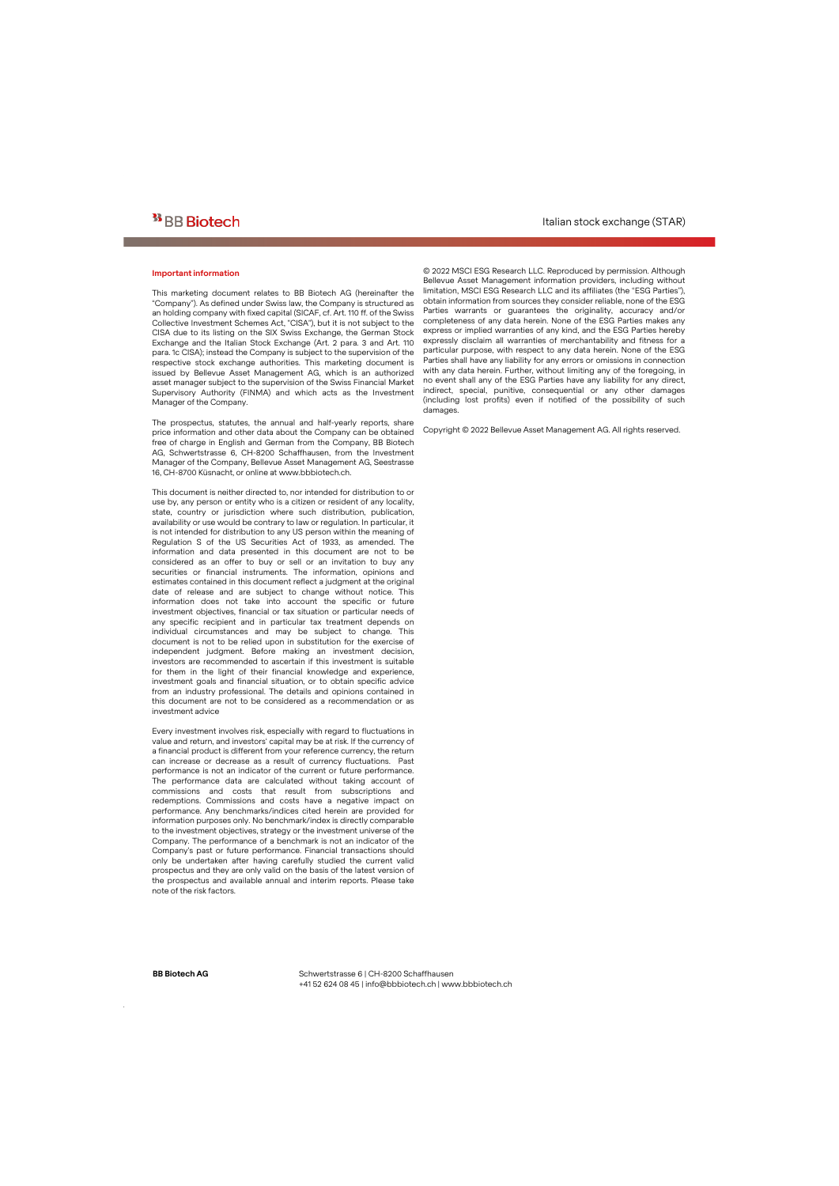## Important information

This marketing document relates to BB Biotech AG (hereinafter the "Company"). As defined under Swiss law, the Company is structured as an holding company with fixed capital (SICAF, cf. Art. 110 ff. of the Swiss Collective Investment Schemes Act, "CISA"), but it is not subject to the CISA due to its listing on the SIX Swiss Exchange, the German Stock Exchange and the Italian Stock Exchange (Art. 2 para. 3 and Art. 110 para. 1c CISA); instead the Company is subject to the supervision of the respective stock exchange authorities. This marketing document is issued by Bellevue Asset Management AG, which is an authorized asset manager subject to the supervision of the Swiss Financial Market Supervisory Authority (FINMA) and which acts as the Investment Manager of the Company.

The prospectus, statutes, the annual and half-yearly reports, share price information and other data about the Company can be obtained free of charge in English and German from the Company, BB Biotech AG, Schwertstrasse 6, CH-8200 Schaffhausen, from the Investment Manager of the Company, Bellevue Asset Management AG, Seestrasse 16, CH-8700 Küsnacht, or online at www.bbbiotech.ch.

This document is neither directed to, nor intended for distribution to or use by, any person or entity who is a citizen or resident of any locality, state, country or jurisdiction where such distribution, publication, availability or use would be contrary to law or regulation. In particular, it is not intended for distribution to any US person within the meaning of Regulation S of the US Securities Act of 1933, as amended. The information and data presented in this document are not to be considered as an offer to buy or sell or an invitation to buy any securities or financial instruments. The information, opinions and estimates contained in this document reflect a judgment at the original date of release and are subject to change without notice. This information does not take into account the specific or future investment objectives, financial or tax situation or particular needs of any specific recipient and in particular tax treatment depends on individual circumstances and may be subject to change. This document is not to be relied upon in substitution for the exercise of independent judgment. Before making an investment decision, investors are recommended to ascertain if this investment is suitable for them in the light of their financial knowledge and experience, investment goals and financial situation, or to obtain specific advice from an industry professional. The details and opinions contained in this document are not to be considered as a recommendation or as investment advice

Every investment involves risk, especially with regard to fluctuations in value and return, and investors' capital may be at risk. If the currency of a financial product is different from your reference currency, the return can increase or decrease as a result of currency fluctuations. Past performance is not an indicator of the current or future performance. The performance data are calculated without taking account of commissions and costs that result from subscriptions and redemptions. Commissions and costs have a negative impact on performance. Any benchmarks/indices cited herein are provided for information purposes only. No benchmark/index is directly comparable to the investment objectives, strategy or the investment universe of the Company. The performance of a benchmark is not an indicator of the Company's past or future performance. Financial transactions should only be undertaken after having carefully studied the current valid prospectus and they are only valid on the basis of the latest version of the prospectus and available annual and interim reports. Please take note of the risk factors.

© 2022 MSCI ESG Research LLC. Reproduced by permission. Although Bellevue Asset Management information providers, including without limitation, MSCI ESG Research LLC and its affiliates (the "ESG Parties"), obtain information from sources they consider reliable, none of the ESG Parties warrants or guarantees the originality, accuracy and/or completeness of any data herein. None of the ESG Parties makes any express or implied warranties of any kind, and the ESG Parties hereby expressly disclaim all warranties of merchantability and fitness for a particular purpose, with respect to any data herein. None of the ESG Parties shall have any liability for any errors or omissions in connection with any data herein. Further, without limiting any of the foregoing, in no event shall any of the ESG Parties have any liability for any direct, indirect, special, punitive, consequential or any other damages (including lost profits) even if notified of the possibility of such damages.

Copyright © 2022 Bellevue Asset Management AG. All rights reserved.

**BB Biotech AG**

Schwertstrasse 6 | CH-8200 Schaffhausen
+41 52 624 08 45 | info@bbbiotech.ch | www.bbbiotech.ch